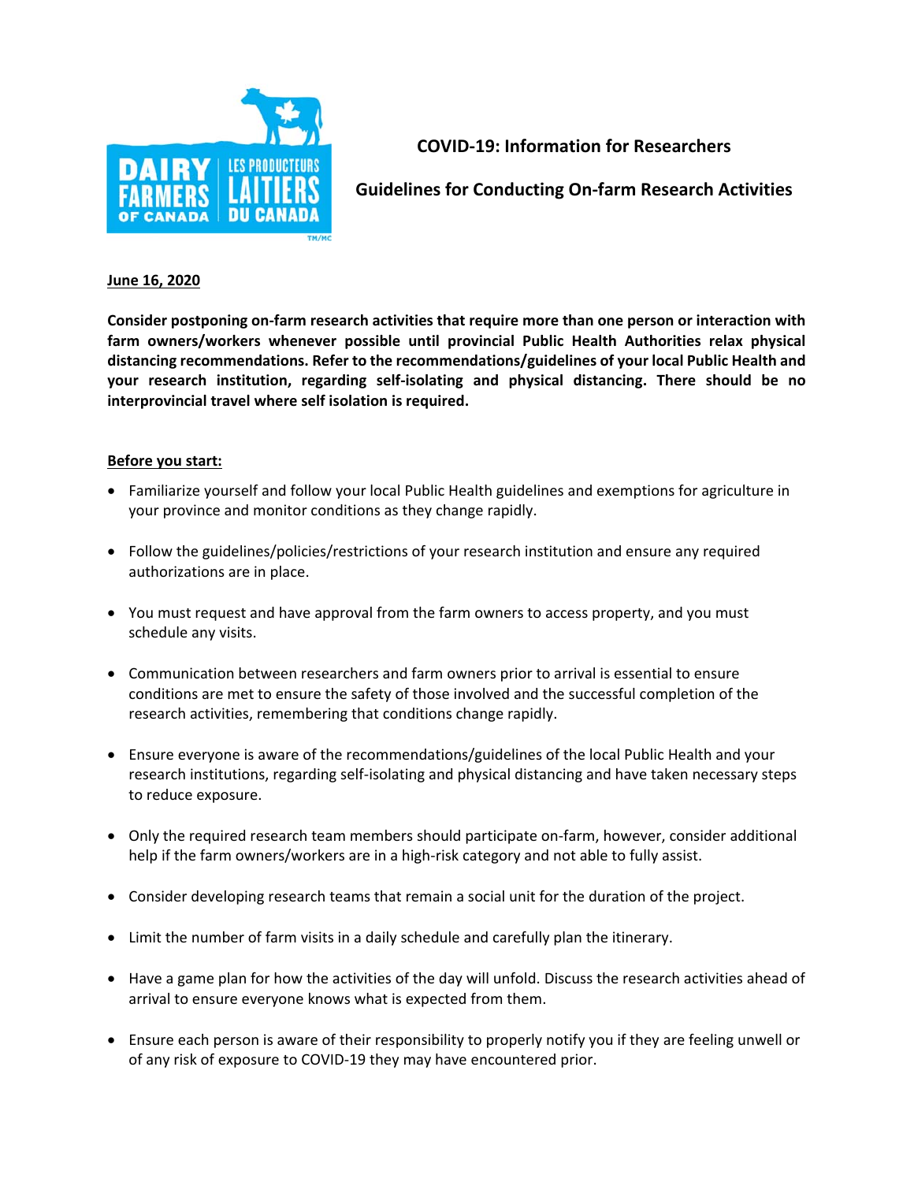# COVID-19: Information for Researchers

## Guidelines for Conducting On-farm Research Activities

**June 16, 2020**

**Consider postponing on-farm research activities that require more than one person or interaction with farm owners/workers whenever possible until provincial Public Health Authorities relax physical distancing recommendations. Refer to the recommendations/guidelines of your local Public Health and your research institution, regarding self-isolating and physical distancing. There should be no interprovincial travel where self isolation is required.**

**Before you start:**

- Familiarize yourself and follow your local Public Health guidelines and exemptions for agriculture in your province and monitor conditions as they change rapidly.
- Follow the guidelines/policies/restrictions of your research institution and ensure any required authorizations are in place.
- You must request and have approval from the farm owners to access property, and you must schedule any visits.
- Communication between researchers and farm owners prior to arrival is essential to ensure conditions are met to ensure the safety of those involved and the successful completion of the research activities, remembering that conditions change rapidly.
- Ensure everyone is aware of the recommendations/guidelines of the local Public Health and your research institutions, regarding self-isolating and physical distancing and have taken necessary steps to reduce exposure.
- Only the required research team members should participate on-farm, however, consider additional help if the farm owners/workers are in a high-risk category and not able to fully assist.
- Consider developing research teams that remain a social unit for the duration of the project.
- Limit the number of farm visits in a daily schedule and carefully plan the itinerary.
- Have a game plan for how the activities of the day will unfold. Discuss the research activities ahead of arrival to ensure everyone knows what is expected from them.
- Ensure each person is aware of their responsibility to properly notify you if they are feeling unwell or of any risk of exposure to COVID-19 they may have encountered prior.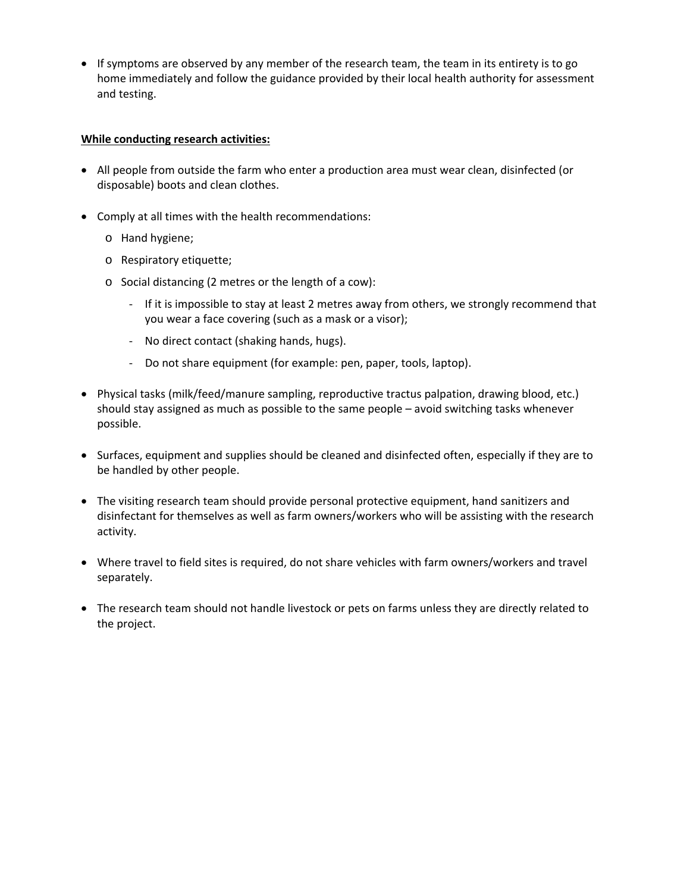- If symptoms are observed by any member of the research team, the team in its entirety is to go home immediately and follow the guidance provided by their local health authority for assessment and testing.

**<u>While conducting research activities:</u>**

- All people from outside the farm who enter a production area must wear clean, disinfected (or disposable) boots and clean clothes.
- Comply at all times with the health recommendations:
  - Hand hygiene;
  - Respiratory etiquette;
  - Social distancing (2 metres or the length of a cow):
    - If it is impossible to stay at least 2 metres away from others, we strongly recommend that you wear a face covering (such as a mask or a visor);
    - No direct contact (shaking hands, hugs).
    - Do not share equipment (for example: pen, paper, tools, laptop).
- Physical tasks (milk/feed/manure sampling, reproductive tractus palpation, drawing blood, etc.) should stay assigned as much as possible to the same people – avoid switching tasks whenever possible.
- Surfaces, equipment and supplies should be cleaned and disinfected often, especially if they are to be handled by other people.
- The visiting research team should provide personal protective equipment, hand sanitizers and disinfectant for themselves as well as farm owners/workers who will be assisting with the research activity.
- Where travel to field sites is required, do not share vehicles with farm owners/workers and travel separately.
- The research team should not handle livestock or pets on farms unless they are directly related to the project.